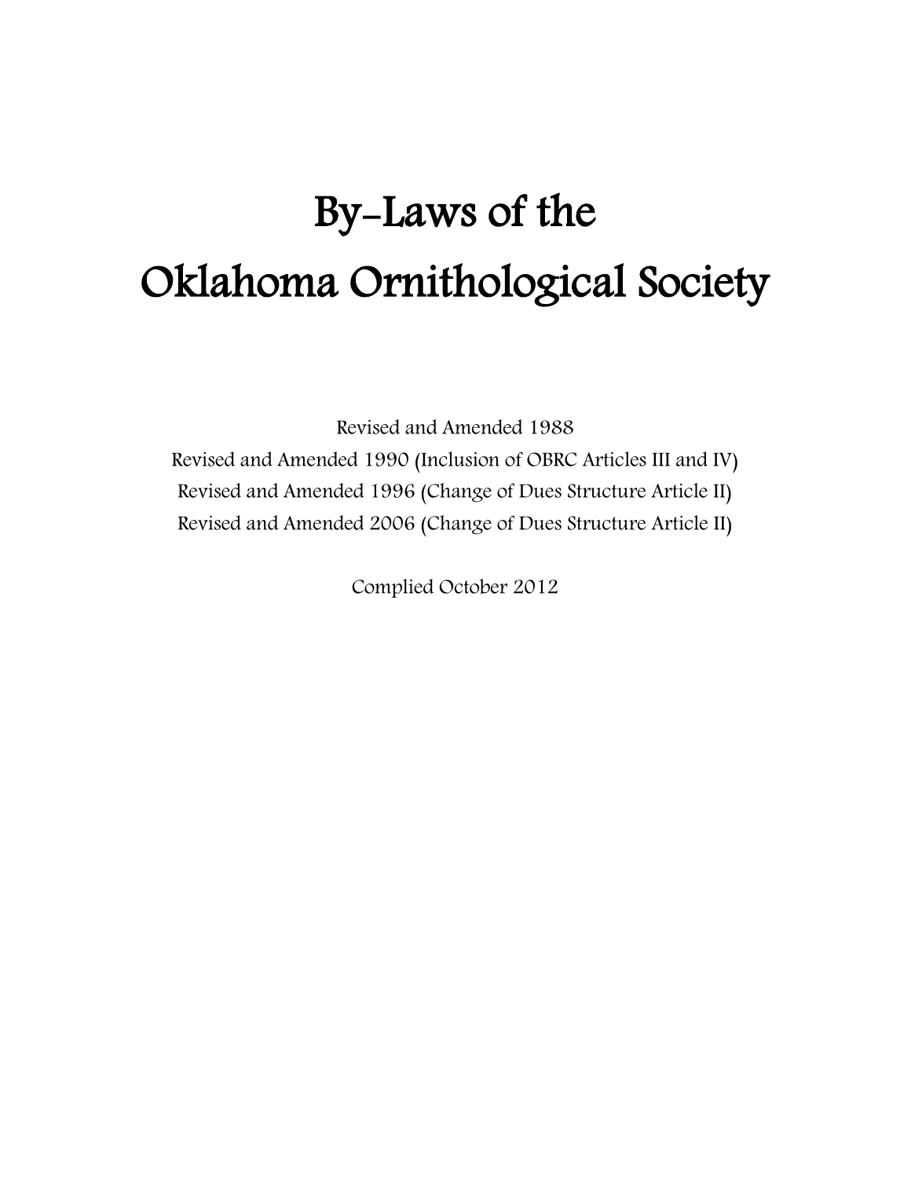# By-Laws of the Oklahoma Ornithological Society

Revised and Amended 1988

Revised and Amended 1990 (Inclusion of OBRC Articles III and IV)

Revised and Amended 1996 (Change of Dues Structure Article II)

Revised and Amended 2006 (Change of Dues Structure Article II)

Complied October 2012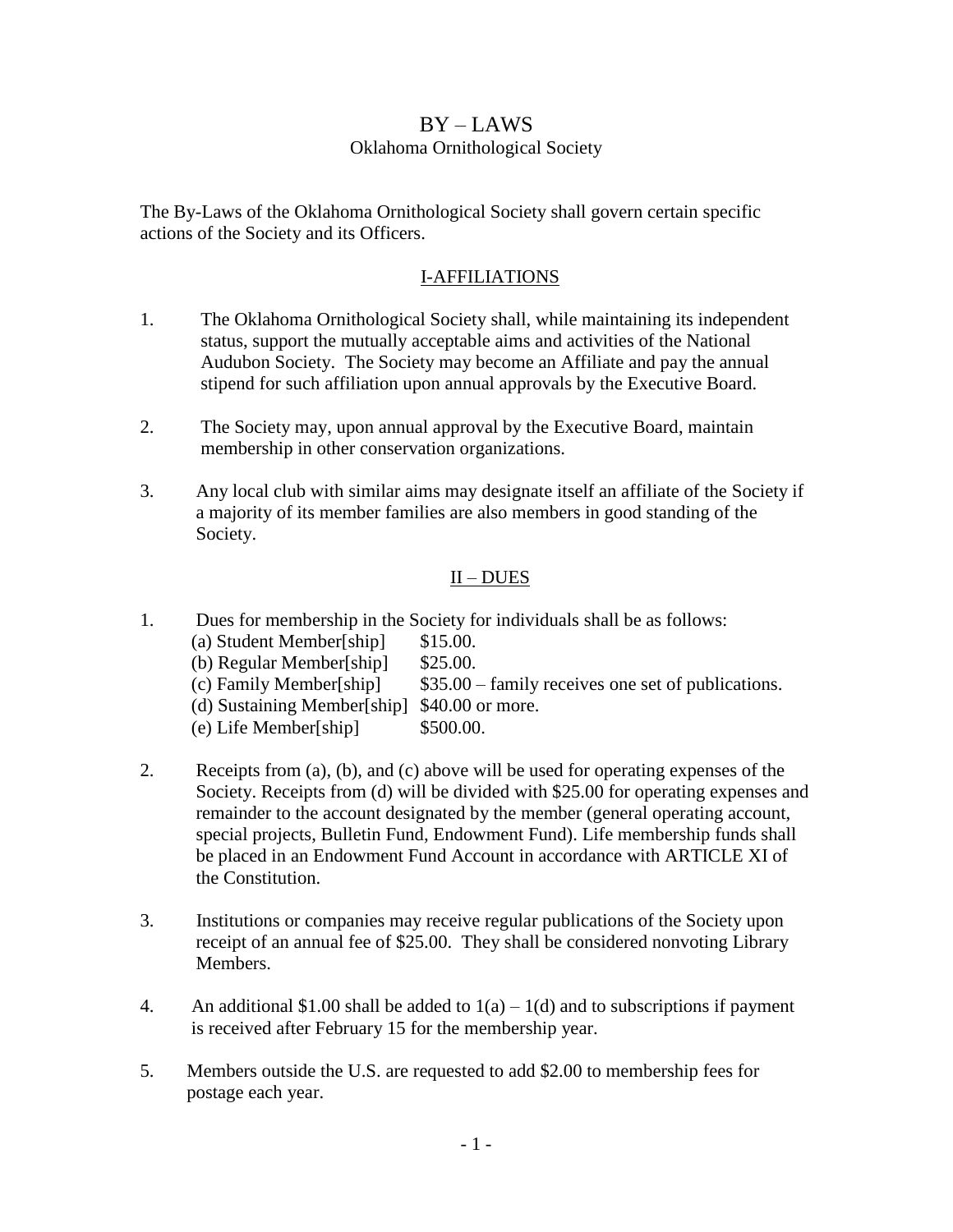# BY – LAWS

## Oklahoma Ornithological Society

The By-Laws of the Oklahoma Ornithological Society shall govern certain specific actions of the Society and its Officers.

## I-AFFILIATIONS

1. The Oklahoma Ornithological Society shall, while maintaining its independent status, support the mutually acceptable aims and activities of the National Audubon Society. The Society may become an Affiliate and pay the annual stipend for such affiliation upon annual approvals by the Executive Board.

2. The Society may, upon annual approval by the Executive Board, maintain membership in other conservation organizations.

3. Any local club with similar aims may designate itself an affiliate of the Society if a majority of its member families are also members in good standing of the Society.

## II – DUES

1. Dues for membership in the Society for individuals shall be as follows:
   - (a) Student Member[ship] $15.00.
   - (b) Regular Member[ship] $25.00.
   - (c) Family Member[ship] $35.00 – family receives one set of publications.
   - (d) Sustaining Member[ship] $40.00 or more.
   - (e) Life Member[ship] $500.00.

2. Receipts from (a), (b), and (c) above will be used for operating expenses of the Society. Receipts from (d) will be divided with $25.00 for operating expenses and remainder to the account designated by the member (general operating account, special projects, Bulletin Fund, Endowment Fund). Life membership funds shall be placed in an Endowment Fund Account in accordance with ARTICLE XI of the Constitution.

3. Institutions or companies may receive regular publications of the Society upon receipt of an annual fee of $25.00. They shall be considered nonvoting Library Members.

4. An additional $1.00 shall be added to 1(a) – 1(d) and to subscriptions if payment is received after February 15 for the membership year.

5. Members outside the U.S. are requested to add $2.00 to membership fees for postage each year.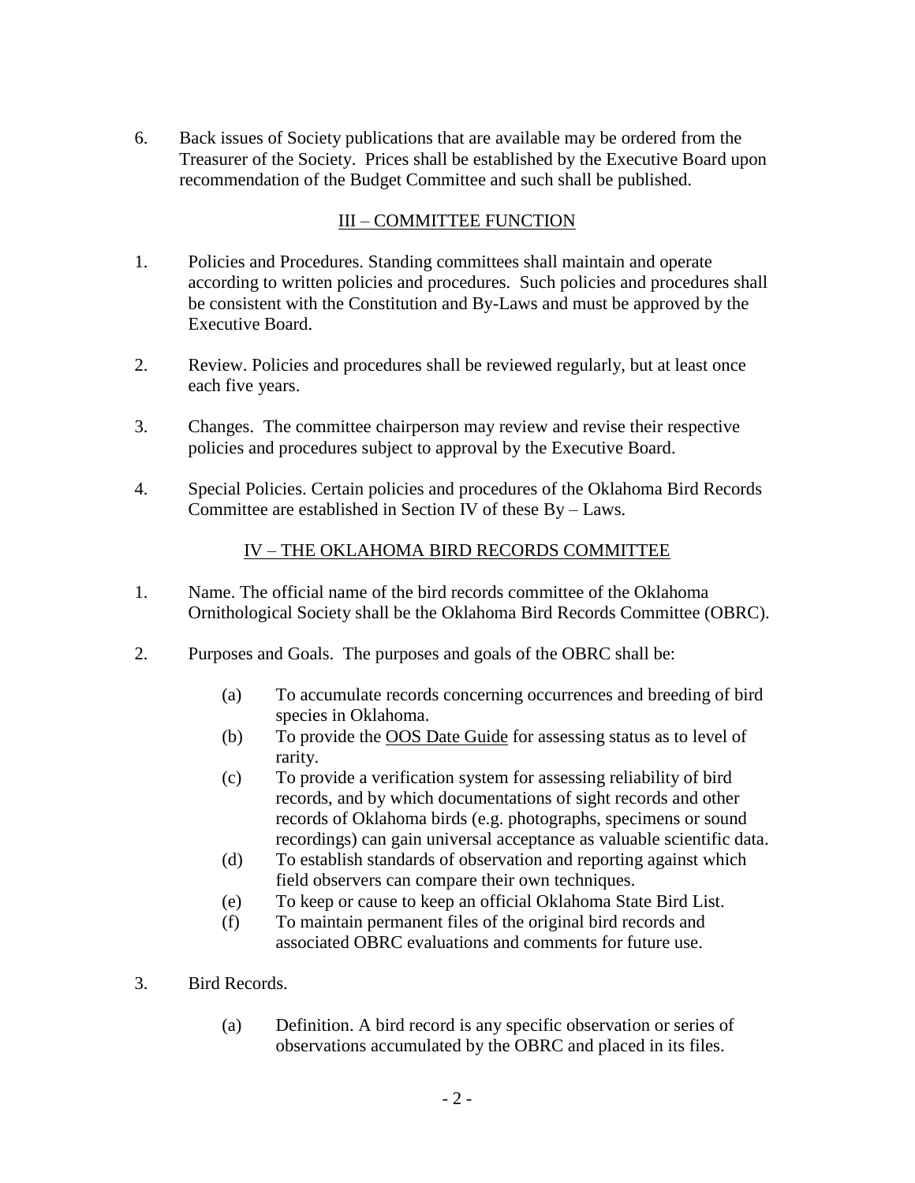6. Back issues of Society publications that are available may be ordered from the Treasurer of the Society. Prices shall be established by the Executive Board upon recommendation of the Budget Committee and such shall be published.

## III – COMMITTEE FUNCTION

1. Policies and Procedures. Standing committees shall maintain and operate according to written policies and procedures. Such policies and procedures shall be consistent with the Constitution and By-Laws and must be approved by the Executive Board.

2. Review. Policies and procedures shall be reviewed regularly, but at least once each five years.

3. Changes. The committee chairperson may review and revise their respective policies and procedures subject to approval by the Executive Board.

4. Special Policies. Certain policies and procedures of the Oklahoma Bird Records Committee are established in Section IV of these By – Laws.

## IV – THE OKLAHOMA BIRD RECORDS COMMITTEE

1. Name. The official name of the bird records committee of the Oklahoma Ornithological Society shall be the Oklahoma Bird Records Committee (OBRC).

2. Purposes and Goals. The purposes and goals of the OBRC shall be:

   (a) To accumulate records concerning occurrences and breeding of bird species in Oklahoma.
   (b) To provide the OOS Date Guide for assessing status as to level of rarity.
   (c) To provide a verification system for assessing reliability of bird records, and by which documentations of sight records and other records of Oklahoma birds (e.g. photographs, specimens or sound recordings) can gain universal acceptance as valuable scientific data.
   (d) To establish standards of observation and reporting against which field observers can compare their own techniques.
   (e) To keep or cause to keep an official Oklahoma State Bird List.
   (f) To maintain permanent files of the original bird records and associated OBRC evaluations and comments for future use.

3. Bird Records.

   (a) Definition. A bird record is any specific observation or series of observations accumulated by the OBRC and placed in its files.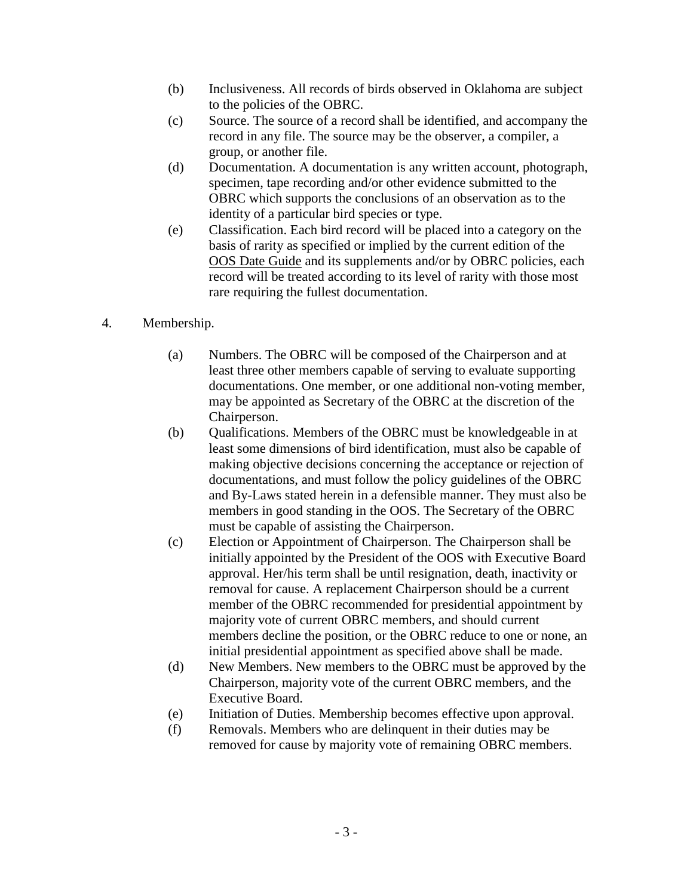(b) Inclusiveness. All records of birds observed in Oklahoma are subject to the policies of the OBRC.

(c) Source. The source of a record shall be identified, and accompany the record in any file. The source may be the observer, a compiler, a group, or another file.

(d) Documentation. A documentation is any written account, photograph, specimen, tape recording and/or other evidence submitted to the OBRC which supports the conclusions of an observation as to the identity of a particular bird species or type.

(e) Classification. Each bird record will be placed into a category on the basis of rarity as specified or implied by the current edition of the <u>OOS Date Guide</u> and its supplements and/or by OBRC policies, each record will be treated according to its level of rarity with those most rare requiring the fullest documentation.

4. Membership.

(a) Numbers. The OBRC will be composed of the Chairperson and at least three other members capable of serving to evaluate supporting documentations. One member, or one additional non-voting member, may be appointed as Secretary of the OBRC at the discretion of the Chairperson.

(b) Qualifications. Members of the OBRC must be knowledgeable in at least some dimensions of bird identification, must also be capable of making objective decisions concerning the acceptance or rejection of documentations, and must follow the policy guidelines of the OBRC and By-Laws stated herein in a defensible manner. They must also be members in good standing in the OOS. The Secretary of the OBRC must be capable of assisting the Chairperson.

(c) Election or Appointment of Chairperson. The Chairperson shall be initially appointed by the President of the OOS with Executive Board approval. Her/his term shall be until resignation, death, inactivity or removal for cause. A replacement Chairperson should be a current member of the OBRC recommended for presidential appointment by majority vote of current OBRC members, and should current members decline the position, or the OBRC reduce to one or none, an initial presidential appointment as specified above shall be made.

(d) New Members. New members to the OBRC must be approved by the Chairperson, majority vote of the current OBRC members, and the Executive Board.

(e) Initiation of Duties. Membership becomes effective upon approval.

(f) Removals. Members who are delinquent in their duties may be removed for cause by majority vote of remaining OBRC members.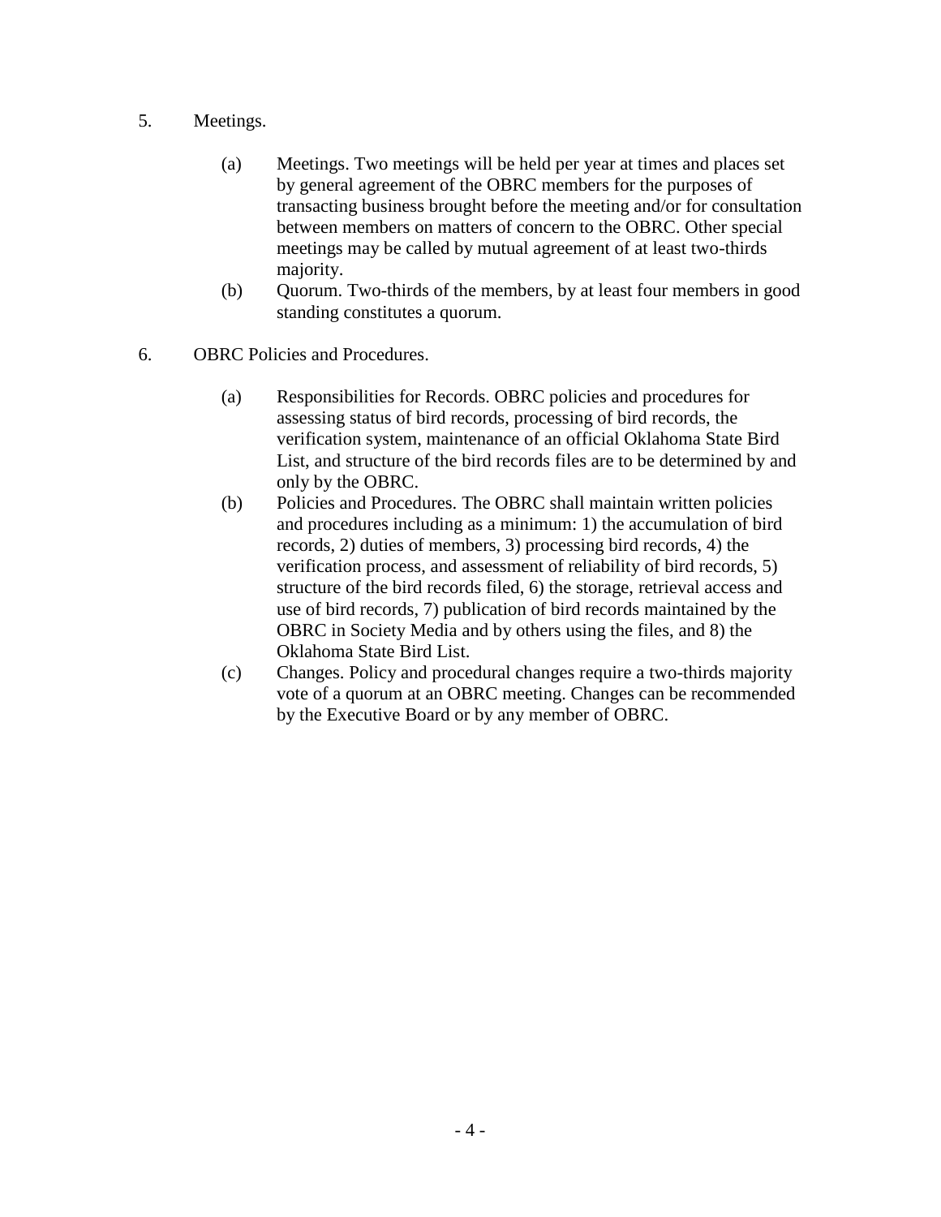5. Meetings.

   (a) Meetings. Two meetings will be held per year at times and places set by general agreement of the OBRC members for the purposes of transacting business brought before the meeting and/or for consultation between members on matters of concern to the OBRC. Other special meetings may be called by mutual agreement of at least two-thirds majority.

   (b) Quorum. Two-thirds of the members, by at least four members in good standing constitutes a quorum.

6. OBRC Policies and Procedures.

   (a) Responsibilities for Records. OBRC policies and procedures for assessing status of bird records, processing of bird records, the verification system, maintenance of an official Oklahoma State Bird List, and structure of the bird records files are to be determined by and only by the OBRC.

   (b) Policies and Procedures. The OBRC shall maintain written policies and procedures including as a minimum: 1) the accumulation of bird records, 2) duties of members, 3) processing bird records, 4) the verification process, and assessment of reliability of bird records, 5) structure of the bird records filed, 6) the storage, retrieval access and use of bird records, 7) publication of bird records maintained by the OBRC in Society Media and by others using the files, and 8) the Oklahoma State Bird List.

   (c) Changes. Policy and procedural changes require a two-thirds majority vote of a quorum at an OBRC meeting. Changes can be recommended by the Executive Board or by any member of OBRC.